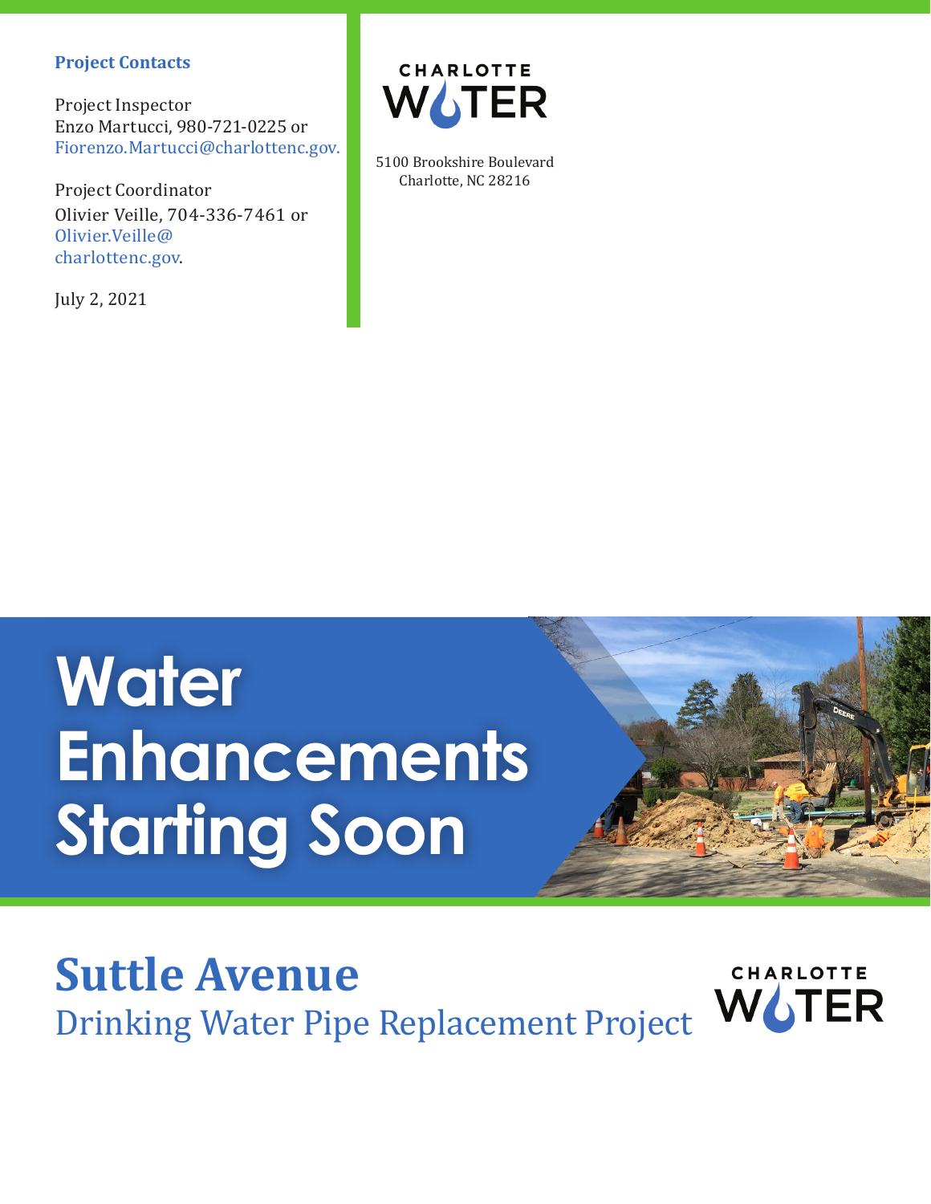**Project Contacts**

Project Inspector
Enzo Martucci, 980-721-0225 or Fiorenzo.Martucci@charlottenc.gov.

Project Coordinator
Olivier Veille, 704-336-7461 or Olivier.Veille@charlottenc.gov.

July 2, 2021

CHARLOTTE WATER

5100 Brookshire Boulevard
Charlotte, NC 28216

# Water Enhancements Starting Soon

## Suttle Avenue

Drinking Water Pipe Replacement Project

CHARLOTTE WATER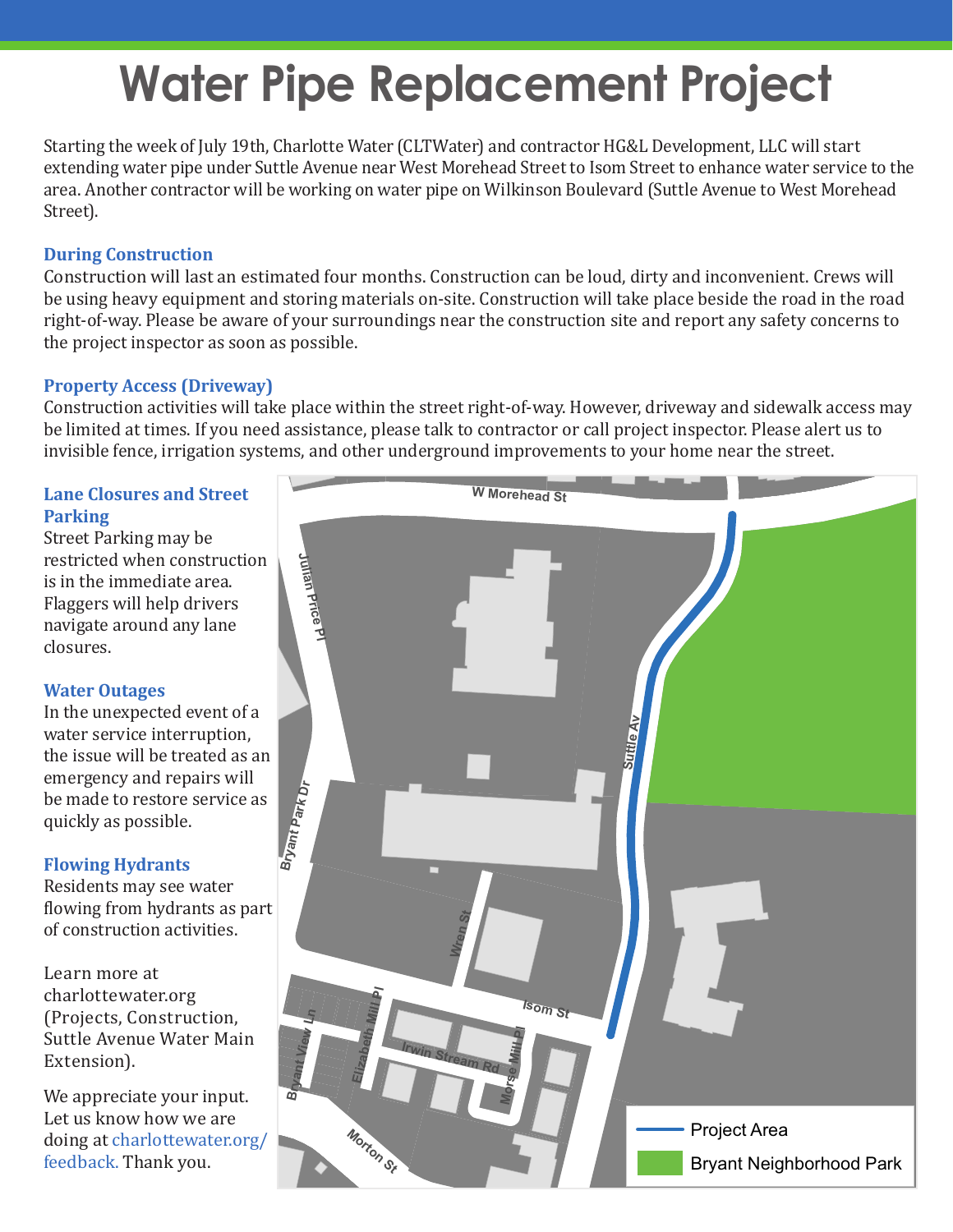# Water Pipe Replacement Project

Starting the week of July 19th, Charlotte Water (CLTWater) and contractor HG&L Development, LLC will start extending water pipe under Suttle Avenue near West Morehead Street to Isom Street to enhance water service to the area. Another contractor will be working on water pipe on Wilkinson Boulevard (Suttle Avenue to West Morehead Street).

### During Construction

Construction will last an estimated four months. Construction can be loud, dirty and inconvenient. Crews will be using heavy equipment and storing materials on-site. Construction will take place beside the road in the road right-of-way. Please be aware of your surroundings near the construction site and report any safety concerns to the project inspector as soon as possible.

### Property Access (Driveway)

Construction activities will take place within the street right-of-way. However, driveway and sidewalk access may be limited at times. If you need assistance, please talk to contractor or call project inspector. Please alert us to invisible fence, irrigation systems, and other underground improvements to your home near the street.

### Lane Closures and Street Parking

Street Parking may be restricted when construction is in the immediate area. Flaggers will help drivers navigate around any lane closures.

### Water Outages

In the unexpected event of a water service interruption, the issue will be treated as an emergency and repairs will be made to restore service as quickly as possible.

### Flowing Hydrants

Residents may see water flowing from hydrants as part of construction activities.

Learn more at charlottewater.org (Projects, Construction, Suttle Avenue Water Main Extension).

We appreciate your input. Let us know how we are doing at charlottewater.org/feedback. Thank you.

W Morehead St
Julian Price Pl
Suttle Av
Bryant Park Dr
Wren St
Isom St
Elizabeth Mill Pl
Bryant View Ln
Irwin Stream Rd
Morse Mill Pl
Morton St

Project Area
Bryant Neighborhood Park